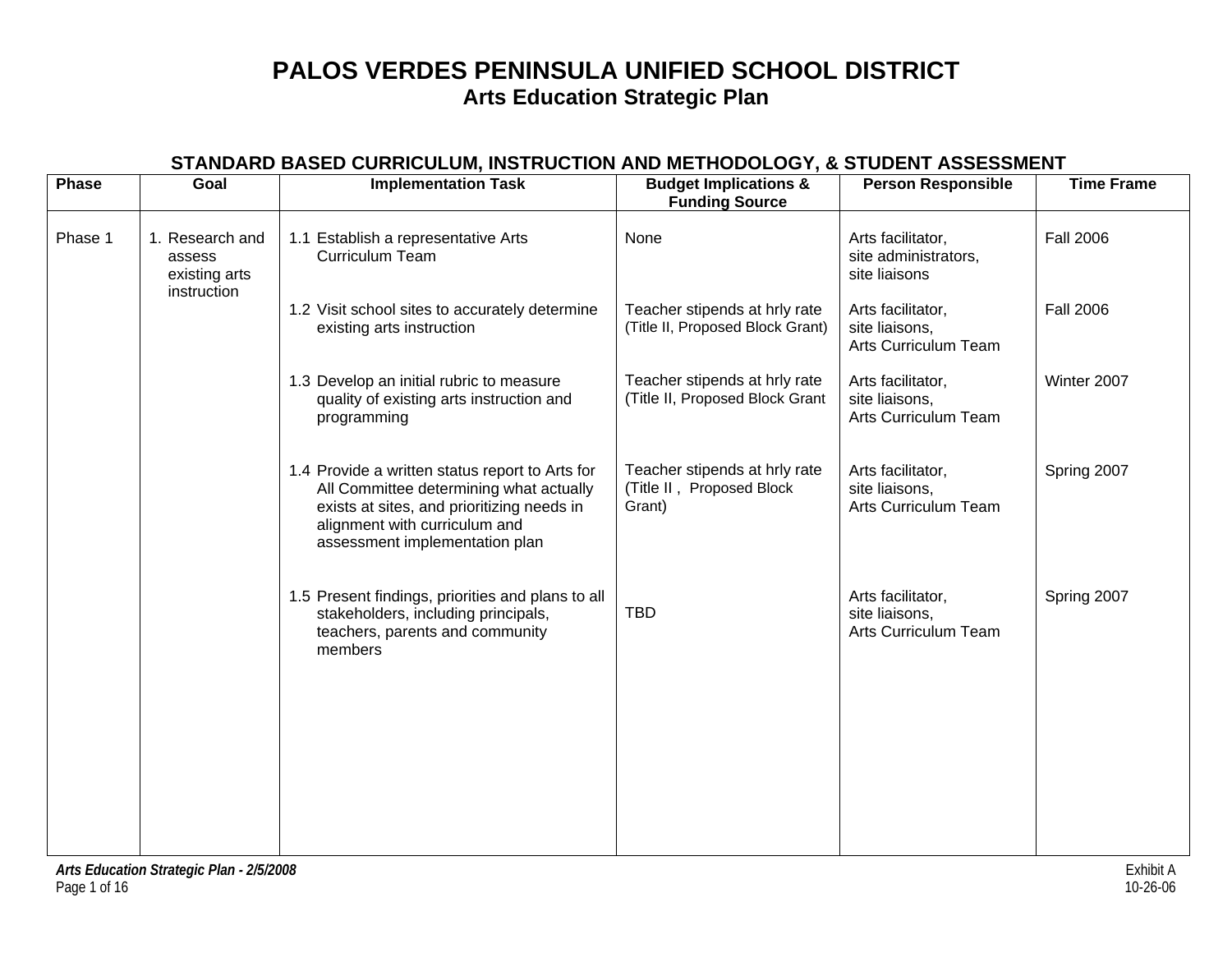# PALOS VERDES PENINSULA UNIFIED SCHOOL DISTRICT
## Arts Education Strategic Plan

### STANDARD BASED CURRICULUM, INSTRUCTION AND METHODOLOGY, & STUDENT ASSESSMENT

| Phase | Goal | Implementation Task | Budget Implications & Funding Source | Person Responsible | Time Frame |
|---|---|---|---|---|---|
| Phase 1 | 1. Research and assess existing arts instruction | 1.1 Establish a representative Arts Curriculum Team | None | Arts facilitator, site administrators, site liaisons | Fall 2006 |
| | | 1.2 Visit school sites to accurately determine existing arts instruction | Teacher stipends at hrly rate (Title II, Proposed Block Grant) | Arts facilitator, site liaisons, Arts Curriculum Team | Fall 2006 |
| | | 1.3 Develop an initial rubric to measure quality of existing arts instruction and programming | Teacher stipends at hrly rate (Title II, Proposed Block Grant | Arts facilitator, site liaisons, Arts Curriculum Team | Winter 2007 |
| | | 1.4 Provide a written status report to Arts for All Committee determining what actually exists at sites, and prioritizing needs in alignment with curriculum and assessment implementation plan | Teacher stipends at hrly rate (Title II , Proposed Block Grant) | Arts facilitator, site liaisons, Arts Curriculum Team | Spring 2007 |
| | | 1.5 Present findings, priorities and plans to all stakeholders, including principals, teachers, parents and community members | TBD | Arts facilitator, site liaisons, Arts Curriculum Team | Spring 2007 |

*Arts Education Strategic Plan - 2/5/2008*

Exhibit A
10-26-06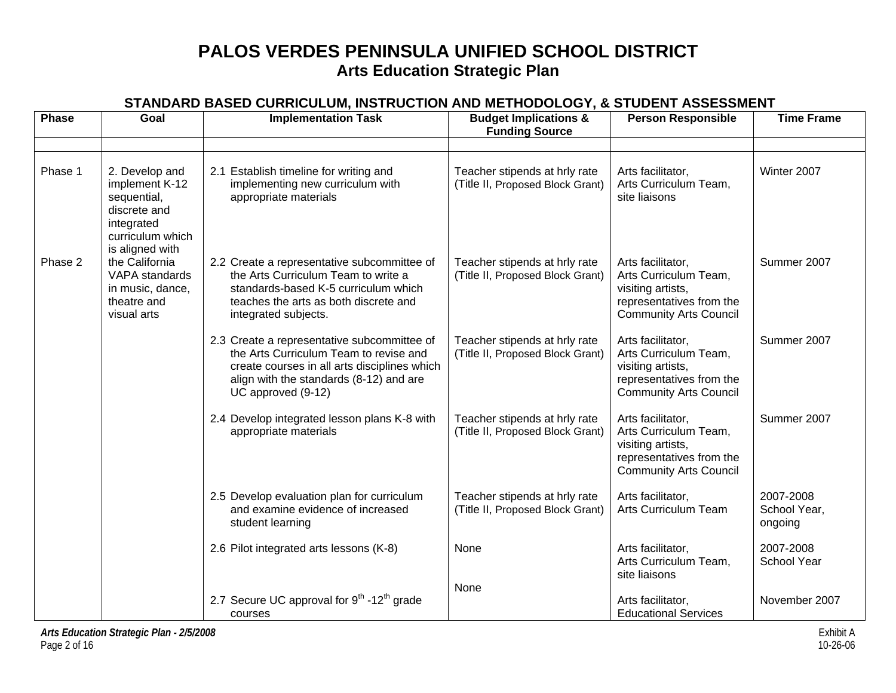# PALOS VERDES PENINSULA UNIFIED SCHOOL DISTRICT

## Arts Education Strategic Plan

### STANDARD BASED CURRICULUM, INSTRUCTION AND METHODOLOGY, & STUDENT ASSESSMENT

| Phase | Goal | Implementation Task | Budget Implications & Funding Source | Person Responsible | Time Frame |
|---|---|---|---|---|---|
| | | | | | |
| Phase 1 | 2. Develop and implement K-12 sequential, discrete and integrated curriculum which is aligned with the California VAPA standards in music, dance, theatre and visual arts | 2.1 Establish timeline for writing and implementing new curriculum with appropriate materials | Teacher stipends at hrly rate (Title II, Proposed Block Grant) | Arts facilitator, Arts Curriculum Team, site liaisons | Winter 2007 |
| Phase 2 | | 2.2 Create a representative subcommittee of the Arts Curriculum Team to write a standards-based K-5 curriculum which teaches the arts as both discrete and integrated subjects. | Teacher stipends at hrly rate (Title II, Proposed Block Grant) | Arts facilitator, Arts Curriculum Team, visiting artists, representatives from the Community Arts Council | Summer 2007 |
| | | 2.3 Create a representative subcommittee of the Arts Curriculum Team to revise and create courses in all arts disciplines which align with the standards (8-12) and are UC approved (9-12) | Teacher stipends at hrly rate (Title II, Proposed Block Grant) | Arts facilitator, Arts Curriculum Team, visiting artists, representatives from the Community Arts Council | Summer 2007 |
| | | 2.4 Develop integrated lesson plans K-8 with appropriate materials | Teacher stipends at hrly rate (Title II, Proposed Block Grant) | Arts facilitator, Arts Curriculum Team, visiting artists, representatives from the Community Arts Council | Summer 2007 |
| | | 2.5 Develop evaluation plan for curriculum and examine evidence of increased student learning | Teacher stipends at hrly rate (Title II, Proposed Block Grant) | Arts facilitator, Arts Curriculum Team | 2007-2008 School Year, ongoing |
| | | 2.6 Pilot integrated arts lessons (K-8) | None | Arts facilitator, Arts Curriculum Team, site liaisons | 2007-2008 School Year |
| | | 2.7 Secure UC approval for 9th -12th grade courses | None | Arts facilitator, Educational Services | November 2007 |

*Arts Education Strategic Plan - 2/5/2008*

Exhibit A
10-26-06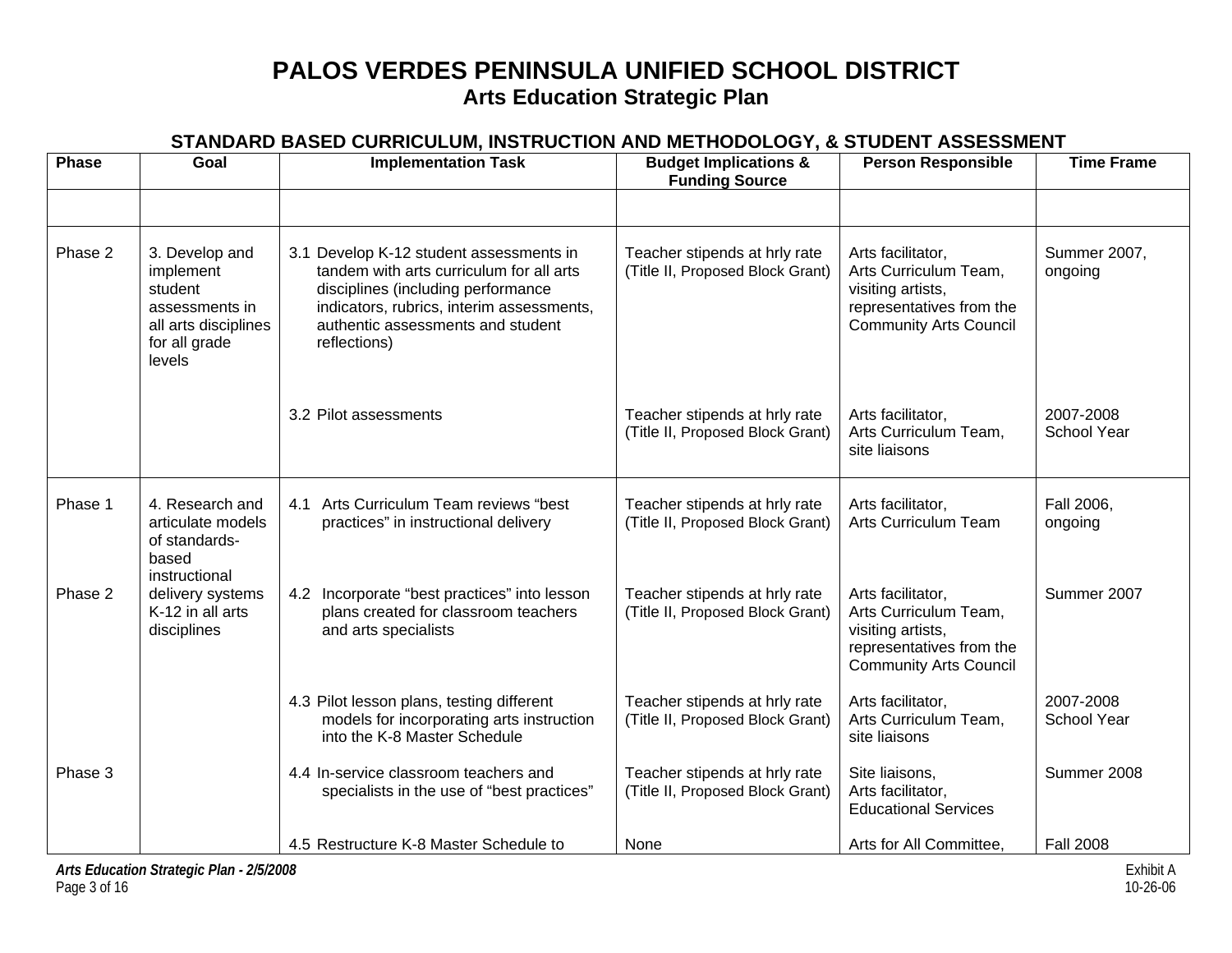# PALOS VERDES PENINSULA UNIFIED SCHOOL DISTRICT
## Arts Education Strategic Plan

### STANDARD BASED CURRICULUM, INSTRUCTION AND METHODOLOGY, & STUDENT ASSESSMENT

| Phase | Goal | Implementation Task | Budget Implications & Funding Source | Person Responsible | Time Frame |
|---|---|---|---|---|---|
| | | | | | |
| Phase 2 | 3. Develop and implement student assessments in all arts disciplines for all grade levels | 3.1 Develop K-12 student assessments in tandem with arts curriculum for all arts disciplines (including performance indicators, rubrics, interim assessments, authentic assessments and student reflections) | Teacher stipends at hrly rate (Title II, Proposed Block Grant) | Arts facilitator, Arts Curriculum Team, visiting artists, representatives from the Community Arts Council | Summer 2007, ongoing |
| | | 3.2 Pilot assessments | Teacher stipends at hrly rate (Title II, Proposed Block Grant) | Arts facilitator, Arts Curriculum Team, site liaisons | 2007-2008 School Year |
| Phase 1 | 4. Research and articulate models of standards-based instructional delivery systems K-12 in all arts disciplines | 4.1 Arts Curriculum Team reviews "best practices" in instructional delivery | Teacher stipends at hrly rate (Title II, Proposed Block Grant) | Arts facilitator, Arts Curriculum Team | Fall 2006, ongoing |
| Phase 2 | | 4.2 Incorporate "best practices" into lesson plans created for classroom teachers and arts specialists | Teacher stipends at hrly rate (Title II, Proposed Block Grant) | Arts facilitator, Arts Curriculum Team, visiting artists, representatives from the Community Arts Council | Summer 2007 |
| | | 4.3 Pilot lesson plans, testing different models for incorporating arts instruction into the K-8 Master Schedule | Teacher stipends at hrly rate (Title II, Proposed Block Grant) | Arts facilitator, Arts Curriculum Team, site liaisons | 2007-2008 School Year |
| Phase 3 | | 4.4 In-service classroom teachers and specialists in the use of "best practices" | Teacher stipends at hrly rate (Title II, Proposed Block Grant) | Site liaisons, Arts facilitator, Educational Services | Summer 2008 |
| | | 4.5 Restructure K-8 Master Schedule to | None | Arts for All Committee, | Fall 2008 |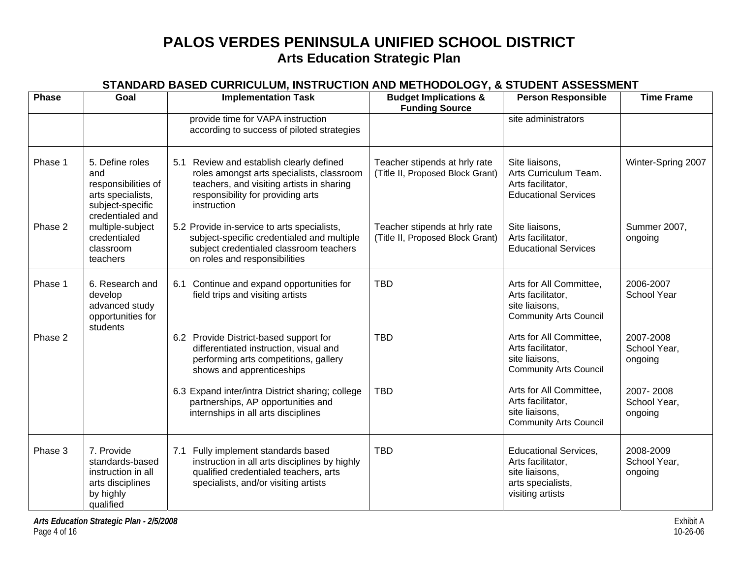# PALOS VERDES PENINSULA UNIFIED SCHOOL DISTRICT

## Arts Education Strategic Plan

### STANDARD BASED CURRICULUM, INSTRUCTION AND METHODOLOGY, & STUDENT ASSESSMENT

| Phase | Goal | Implementation Task | Budget Implications & Funding Source | Person Responsible | Time Frame |
|---|---|---|---|---|---|
| | | provide time for VAPA instruction according to success of piloted strategies | | site administrators | |
| Phase 1 | 5. Define roles and responsibilities of arts specialists, subject-specific credentialed and multiple-subject credentialed classroom teachers | 5.1 Review and establish clearly defined roles amongst arts specialists, classroom teachers, and visiting artists in sharing responsibility for providing arts instruction | Teacher stipends at hrly rate (Title II, Proposed Block Grant) | Site liaisons, Arts Curriculum Team. Arts facilitator, Educational Services | Winter-Spring 2007 |
| Phase 2 | | 5.2 Provide in-service to arts specialists, subject-specific credentialed and multiple subject credentialed classroom teachers on roles and responsibilities | Teacher stipends at hrly rate (Title II, Proposed Block Grant) | Site liaisons, Arts facilitator, Educational Services | Summer 2007, ongoing |
| Phase 1 | 6. Research and develop advanced study opportunities for students | 6.1 Continue and expand opportunities for field trips and visiting artists | TBD | Arts for All Committee, Arts facilitator, site liaisons, Community Arts Council | 2006-2007 School Year |
| Phase 2 | | 6.2 Provide District-based support for differentiated instruction, visual and performing arts competitions, gallery shows and apprenticeships | TBD | Arts for All Committee, Arts facilitator, site liaisons, Community Arts Council | 2007-2008 School Year, ongoing |
| | | 6.3 Expand inter/intra District sharing; college partnerships, AP opportunities and internships in all arts disciplines | TBD | Arts for All Committee, Arts facilitator, site liaisons, Community Arts Council | 2007- 2008 School Year, ongoing |
| Phase 3 | 7. Provide standards-based instruction in all arts disciplines by highly qualified | 7.1 Fully implement standards based instruction in all arts disciplines by highly qualified credentialed teachers, arts specialists, and/or visiting artists | TBD | Educational Services, Arts facilitator, site liaisons, arts specialists, visiting artists | 2008-2009 School Year, ongoing |

*Arts Education Strategic Plan - 2/5/2008*

Exhibit A
10-26-06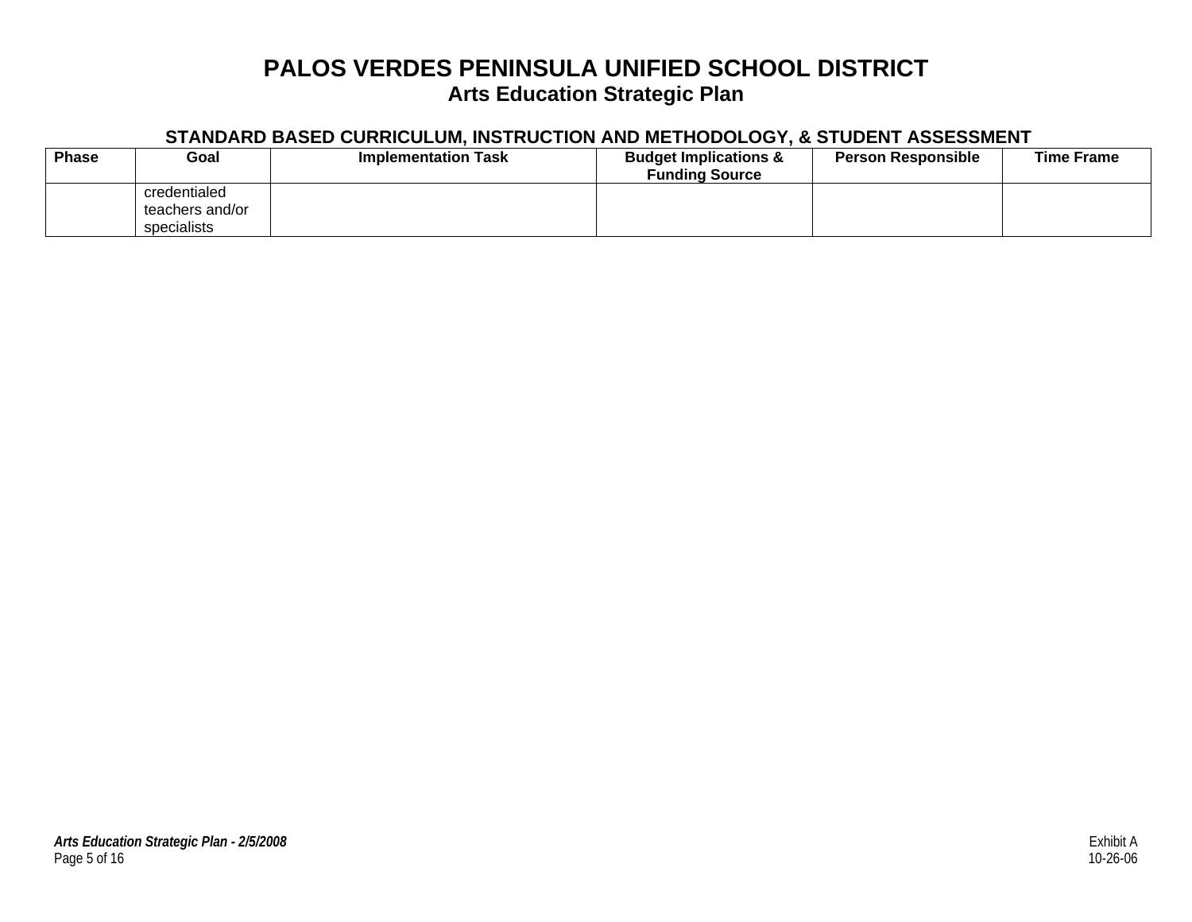# PALOS VERDES PENINSULA UNIFIED SCHOOL DISTRICT

## Arts Education Strategic Plan

### STANDARD BASED CURRICULUM, INSTRUCTION AND METHODOLOGY, & STUDENT ASSESSMENT

| Phase | Goal | Implementation Task | Budget Implications & Funding Source | Person Responsible | Time Frame |
|---|---|---|---|---|---|
| | credentialed teachers and/or specialists | | | | |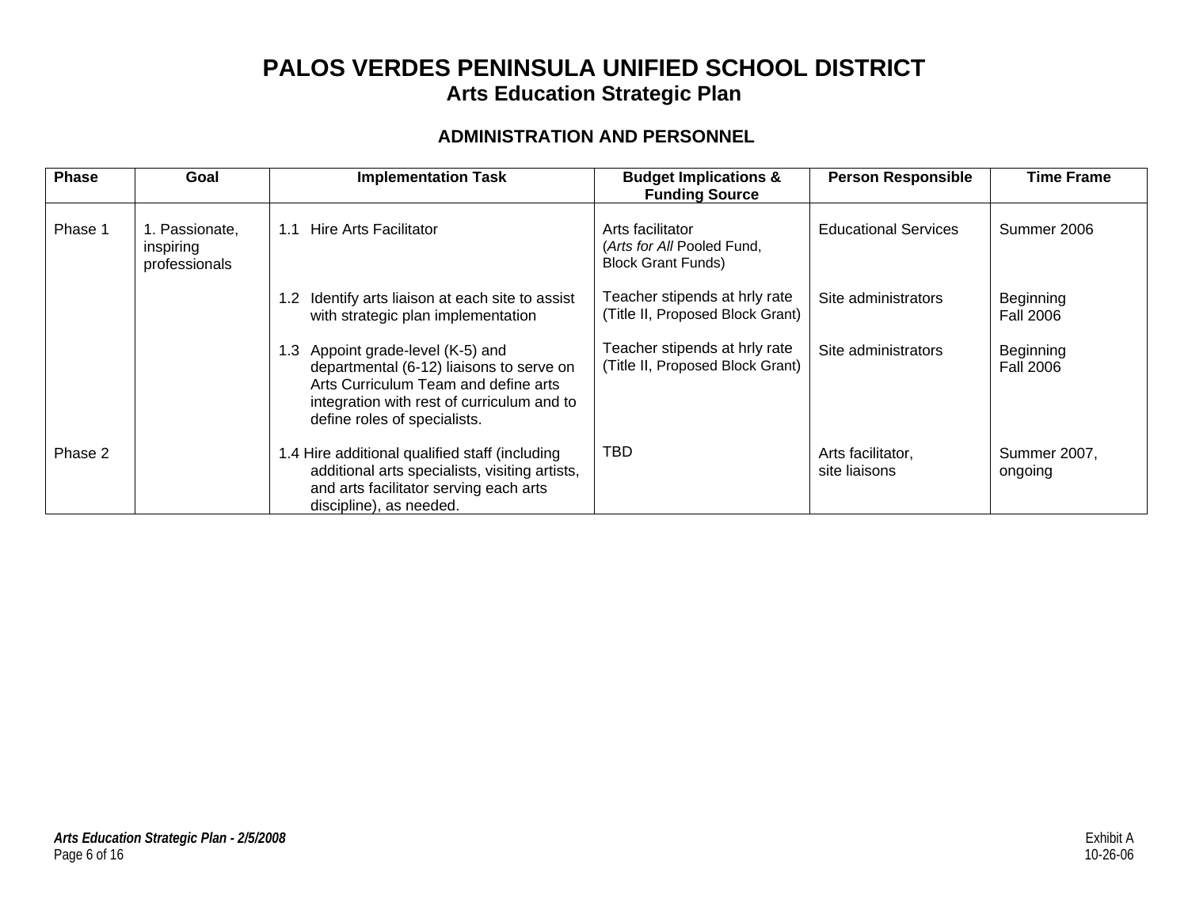# PALOS VERDES PENINSULA UNIFIED SCHOOL DISTRICT

## Arts Education Strategic Plan

### ADMINISTRATION AND PERSONNEL

| Phase | Goal | Implementation Task | Budget Implications & Funding Source | Person Responsible | Time Frame |
|---|---|---|---|---|---|
| Phase 1 | 1. Passionate, inspiring professionals | 1.1 Hire Arts Facilitator | Arts facilitator (*Arts for All* Pooled Fund, Block Grant Funds) | Educational Services | Summer 2006 |
| | | 1.2 Identify arts liaison at each site to assist with strategic plan implementation | Teacher stipends at hrly rate (Title II, Proposed Block Grant) | Site administrators | Beginning Fall 2006 |
| | | 1.3 Appoint grade-level (K-5) and departmental (6-12) liaisons to serve on Arts Curriculum Team and define arts integration with rest of curriculum and to define roles of specialists. | Teacher stipends at hrly rate (Title II, Proposed Block Grant) | Site administrators | Beginning Fall 2006 |
| Phase 2 | | 1.4 Hire additional qualified staff (including additional arts specialists, visiting artists, and arts facilitator serving each arts discipline), as needed. | TBD | Arts facilitator, site liaisons | Summer 2007, ongoing |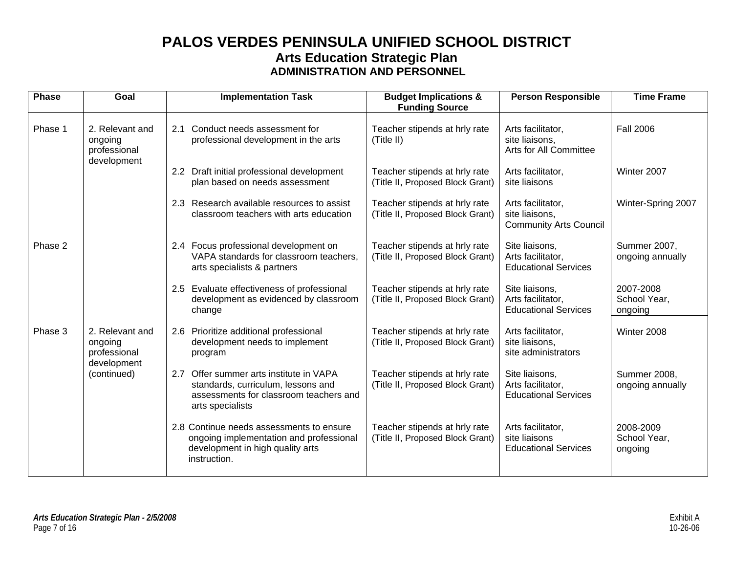# PALOS VERDES PENINSULA UNIFIED SCHOOL DISTRICT

## Arts Education Strategic Plan

### ADMINISTRATION AND PERSONNEL

| Phase | Goal | Implementation Task | Budget Implications & Funding Source | Person Responsible | Time Frame |
|---|---|---|---|---|---|
| Phase 1 | 2. Relevant and ongoing professional development | 2.1 Conduct needs assessment for professional development in the arts | Teacher stipends at hrly rate (Title II) | Arts facilitator, site liaisons, Arts for All Committee | Fall 2006 |
| | | 2.2 Draft initial professional development plan based on needs assessment | Teacher stipends at hrly rate (Title II, Proposed Block Grant) | Arts facilitator, site liaisons | Winter 2007 |
| | | 2.3 Research available resources to assist classroom teachers with arts education | Teacher stipends at hrly rate (Title II, Proposed Block Grant) | Arts facilitator, site liaisons, Community Arts Council | Winter-Spring 2007 |
| Phase 2 | | 2.4 Focus professional development on VAPA standards for classroom teachers, arts specialists & partners | Teacher stipends at hrly rate (Title II, Proposed Block Grant) | Site liaisons, Arts facilitator, Educational Services | Summer 2007, ongoing annually |
| | | 2.5 Evaluate effectiveness of professional development as evidenced by classroom change | Teacher stipends at hrly rate (Title II, Proposed Block Grant) | Site liaisons, Arts facilitator, Educational Services | 2007-2008 School Year, ongoing |
| Phase 3 | 2. Relevant and ongoing professional development (continued) | 2.6 Prioritize additional professional development needs to implement program | Teacher stipends at hrly rate (Title II, Proposed Block Grant) | Arts facilitator, site liaisons, site administrators | Winter 2008 |
| | | 2.7 Offer summer arts institute in VAPA standards, curriculum, lessons and assessments for classroom teachers and arts specialists | Teacher stipends at hrly rate (Title II, Proposed Block Grant) | Site liaisons, Arts facilitator, Educational Services | Summer 2008, ongoing annually |
| | | 2.8 Continue needs assessments to ensure ongoing implementation and professional development in high quality arts instruction. | Teacher stipends at hrly rate (Title II, Proposed Block Grant) | Arts facilitator, site liaisons Educational Services | 2008-2009 School Year, ongoing |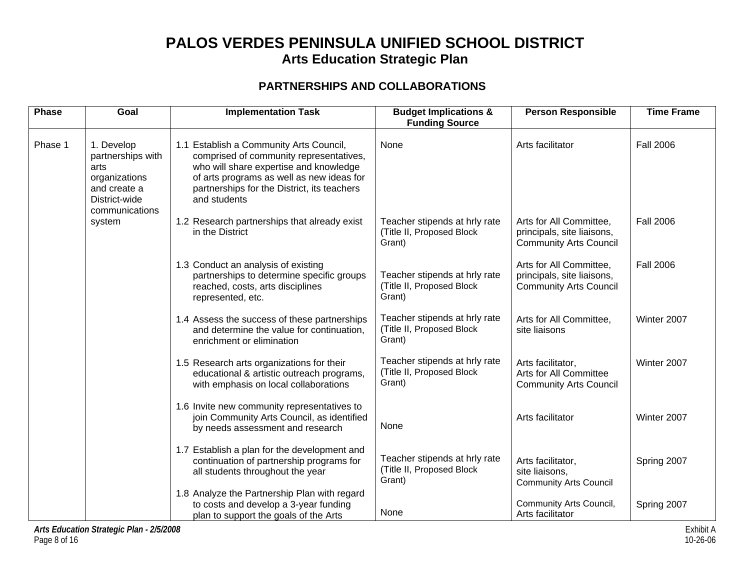# PALOS VERDES PENINSULA UNIFIED SCHOOL DISTRICT

## Arts Education Strategic Plan

### PARTNERSHIPS AND COLLABORATIONS

| Phase | Goal | Implementation Task | Budget Implications & Funding Source | Person Responsible | Time Frame |
|---|---|---|---|---|---|
| Phase 1 | 1. Develop partnerships with arts organizations and create a District-wide communications system | 1.1 Establish a Community Arts Council, comprised of community representatives, who will share expertise and knowledge of arts programs as well as new ideas for partnerships for the District, its teachers and students | None | Arts facilitator | Fall 2006 |
| | | 1.2 Research partnerships that already exist in the District | Teacher stipends at hrly rate (Title II, Proposed Block Grant) | Arts for All Committee, principals, site liaisons, Community Arts Council | Fall 2006 |
| | | 1.3 Conduct an analysis of existing partnerships to determine specific groups reached, costs, arts disciplines represented, etc. | Teacher stipends at hrly rate (Title II, Proposed Block Grant) | Arts for All Committee, principals, site liaisons, Community Arts Council | Fall 2006 |
| | | 1.4 Assess the success of these partnerships and determine the value for continuation, enrichment or elimination | Teacher stipends at hrly rate (Title II, Proposed Block Grant) | Arts for All Committee, site liaisons | Winter 2007 |
| | | 1.5 Research arts organizations for their educational & artistic outreach programs, with emphasis on local collaborations | Teacher stipends at hrly rate (Title II, Proposed Block Grant) | Arts facilitator, Arts for All Committee Community Arts Council | Winter 2007 |
| | | 1.6 Invite new community representatives to join Community Arts Council, as identified by needs assessment and research | None | Arts facilitator | Winter 2007 |
| | | 1.7 Establish a plan for the development and continuation of partnership programs for all students throughout the year | Teacher stipends at hrly rate (Title II, Proposed Block Grant) | Arts facilitator, site liaisons, Community Arts Council | Spring 2007 |
| | | 1.8 Analyze the Partnership Plan with regard to costs and develop a 3-year funding plan to support the goals of the Arts | None | Community Arts Council, Arts facilitator | Spring 2007 |

*Arts Education Strategic Plan - 2/5/2008*

Exhibit A
10-26-06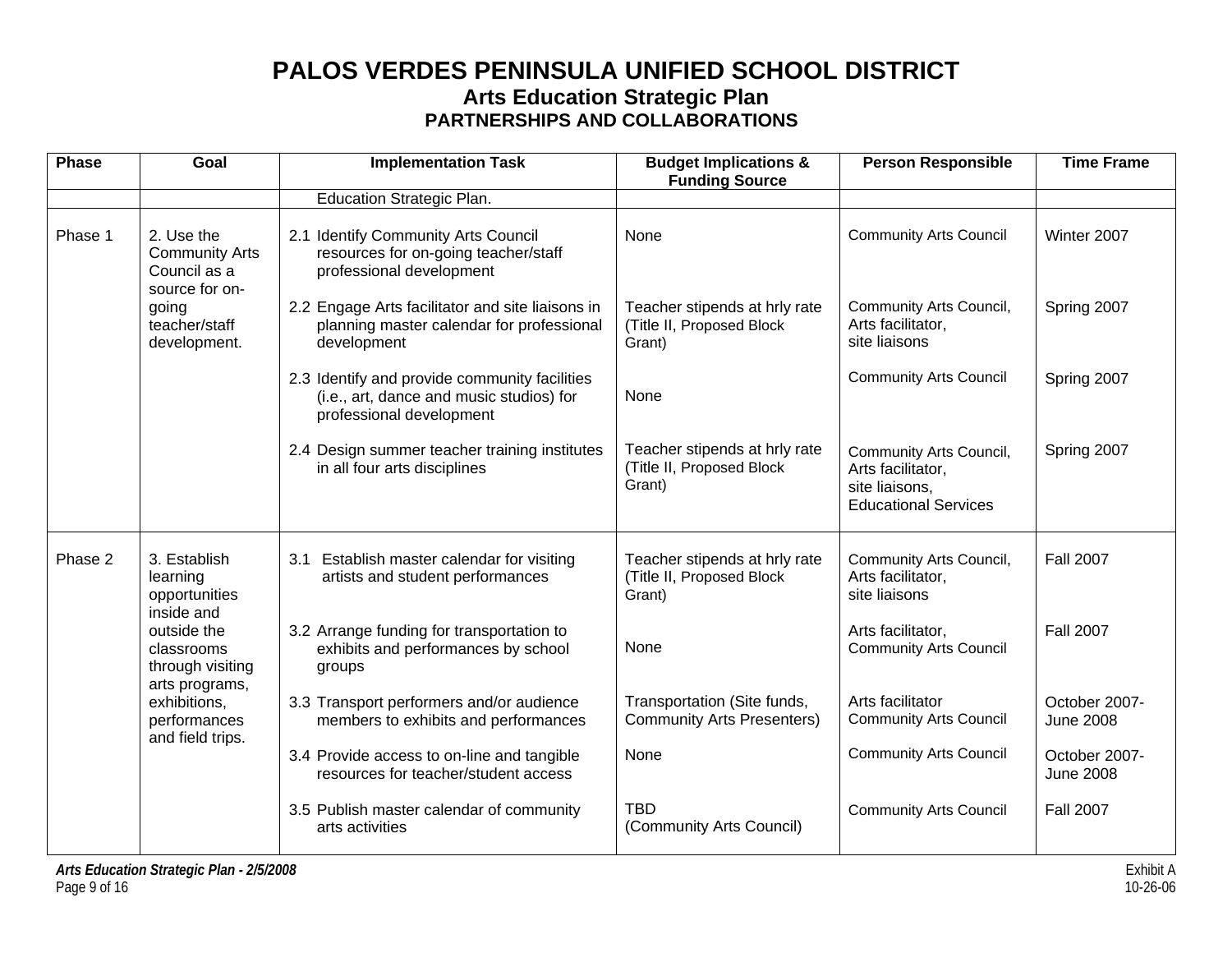# PALOS VERDES PENINSULA UNIFIED SCHOOL DISTRICT

## Arts Education Strategic Plan

### PARTNERSHIPS AND COLLABORATIONS

| Phase | Goal | Implementation Task | Budget Implications & Funding Source | Person Responsible | Time Frame |
|---|---|---|---|---|---|
| | | Education Strategic Plan. | | | |
| Phase 1 | 2. Use the Community Arts Council as a source for on-going teacher/staff development. | 2.1 Identify Community Arts Council resources for on-going teacher/staff professional development | None | Community Arts Council | Winter 2007 |
| | | 2.2 Engage Arts facilitator and site liaisons in planning master calendar for professional development | Teacher stipends at hrly rate (Title II, Proposed Block Grant) | Community Arts Council, Arts facilitator, site liaisons | Spring 2007 |
| | | 2.3 Identify and provide community facilities (i.e., art, dance and music studios) for professional development | None | Community Arts Council | Spring 2007 |
| | | 2.4 Design summer teacher training institutes in all four arts disciplines | Teacher stipends at hrly rate (Title II, Proposed Block Grant) | Community Arts Council, Arts facilitator, site liaisons, Educational Services | Spring 2007 |
| Phase 2 | 3. Establish learning opportunities inside and outside the classrooms through visiting arts programs, exhibitions, performances and field trips. | 3.1 Establish master calendar for visiting artists and student performances | Teacher stipends at hrly rate (Title II, Proposed Block Grant) | Community Arts Council, Arts facilitator, site liaisons | Fall 2007 |
| | | 3.2 Arrange funding for transportation to exhibits and performances by school groups | None | Arts facilitator, Community Arts Council | Fall 2007 |
| | | 3.3 Transport performers and/or audience members to exhibits and performances | Transportation (Site funds, Community Arts Presenters) | Arts facilitator Community Arts Council | October 2007-June 2008 |
| | | 3.4 Provide access to on-line and tangible resources for teacher/student access | None | Community Arts Council | October 2007-June 2008 |
| | | 3.5 Publish master calendar of community arts activities | TBD (Community Arts Council) | Community Arts Council | Fall 2007 |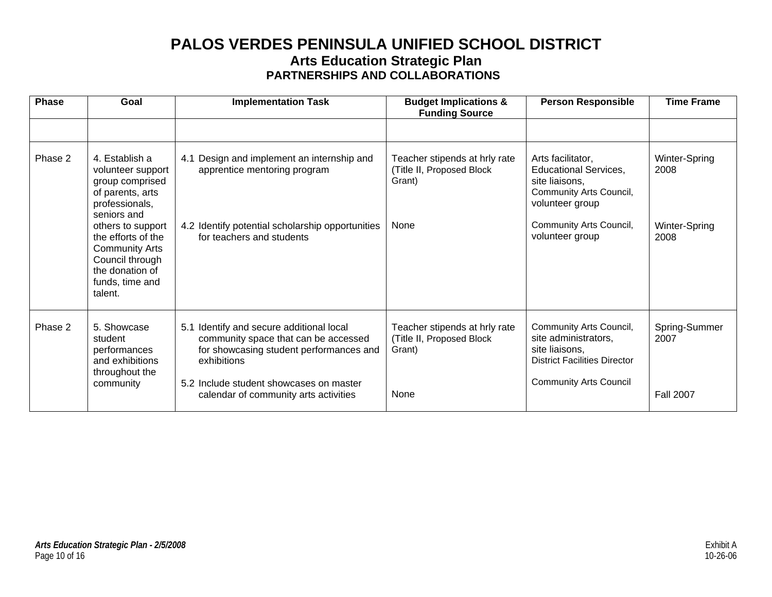# PALOS VERDES PENINSULA UNIFIED SCHOOL DISTRICT

## Arts Education Strategic Plan

### PARTNERSHIPS AND COLLABORATIONS

| Phase | Goal | Implementation Task | Budget Implications & Funding Source | Person Responsible | Time Frame |
|---|---|---|---|---|---|
| | | | | | |
| Phase 2 | 4. Establish a volunteer support group comprised of parents, arts professionals, seniors and others to support the efforts of the Community Arts Council through the donation of funds, time and talent. | 4.1 Design and implement an internship and apprentice mentoring program | Teacher stipends at hrly rate (Title II, Proposed Block Grant) | Arts facilitator, Educational Services, site liaisons, Community Arts Council, volunteer group | Winter-Spring 2008 |
| | | 4.2 Identify potential scholarship opportunities for teachers and students | None | Community Arts Council, volunteer group | Winter-Spring 2008 |
| Phase 2 | 5. Showcase student performances and exhibitions throughout the community | 5.1 Identify and secure additional local community space that can be accessed for showcasing student performances and exhibitions | Teacher stipends at hrly rate (Title II, Proposed Block Grant) | Community Arts Council, site administrators, site liaisons, District Facilities Director | Spring-Summer 2007 |
| | | 5.2 Include student showcases on master calendar of community arts activities | None | Community Arts Council | Fall 2007 |

*Arts Education Strategic Plan - 2/5/2008*

Exhibit A
10-26-06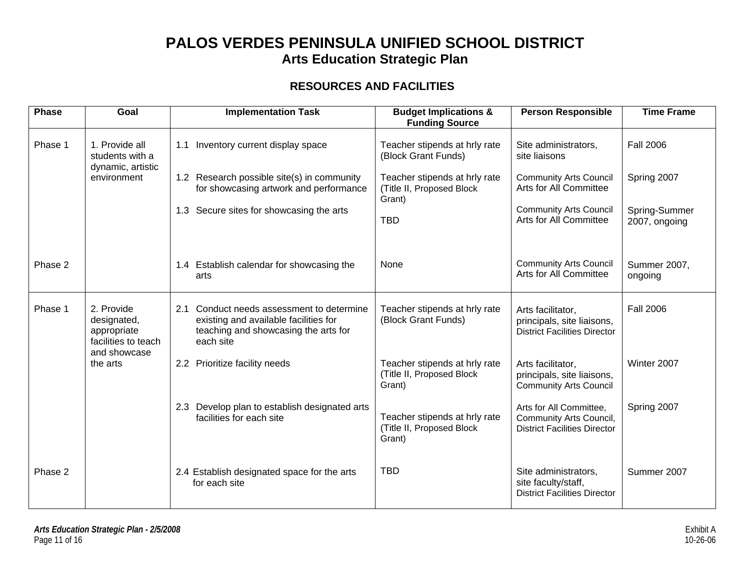# PALOS VERDES PENINSULA UNIFIED SCHOOL DISTRICT

## Arts Education Strategic Plan

### RESOURCES AND FACILITIES

| Phase | Goal | Implementation Task | Budget Implications & Funding Source | Person Responsible | Time Frame |
|---|---|---|---|---|---|
| Phase 1 | 1. Provide all students with a dynamic, artistic environment | 1.1 Inventory current display space | Teacher stipends at hrly rate (Block Grant Funds) | Site administrators, site liaisons | Fall 2006 |
| | | 1.2 Research possible site(s) in community for showcasing artwork and performance | Teacher stipends at hrly rate (Title II, Proposed Block Grant) | Community Arts Council Arts for All Committee | Spring 2007 |
| | | 1.3 Secure sites for showcasing the arts | TBD | Community Arts Council Arts for All Committee | Spring-Summer 2007, ongoing |
| Phase 2 | | 1.4 Establish calendar for showcasing the arts | None | Community Arts Council Arts for All Committee | Summer 2007, ongoing |
| Phase 1 | 2. Provide designated, appropriate facilities to teach and showcase the arts | 2.1 Conduct needs assessment to determine existing and available facilities for teaching and showcasing the arts for each site | Teacher stipends at hrly rate (Block Grant Funds) | Arts facilitator, principals, site liaisons, District Facilities Director | Fall 2006 |
| | | 2.2 Prioritize facility needs | Teacher stipends at hrly rate (Title II, Proposed Block Grant) | Arts facilitator, principals, site liaisons, Community Arts Council | Winter 2007 |
| | | 2.3 Develop plan to establish designated arts facilities for each site | Teacher stipends at hrly rate (Title II, Proposed Block Grant) | Arts for All Committee, Community Arts Council, District Facilities Director | Spring 2007 |
| Phase 2 | | 2.4 Establish designated space for the arts for each site | TBD | Site administrators, site faculty/staff, District Facilities Director | Summer 2007 |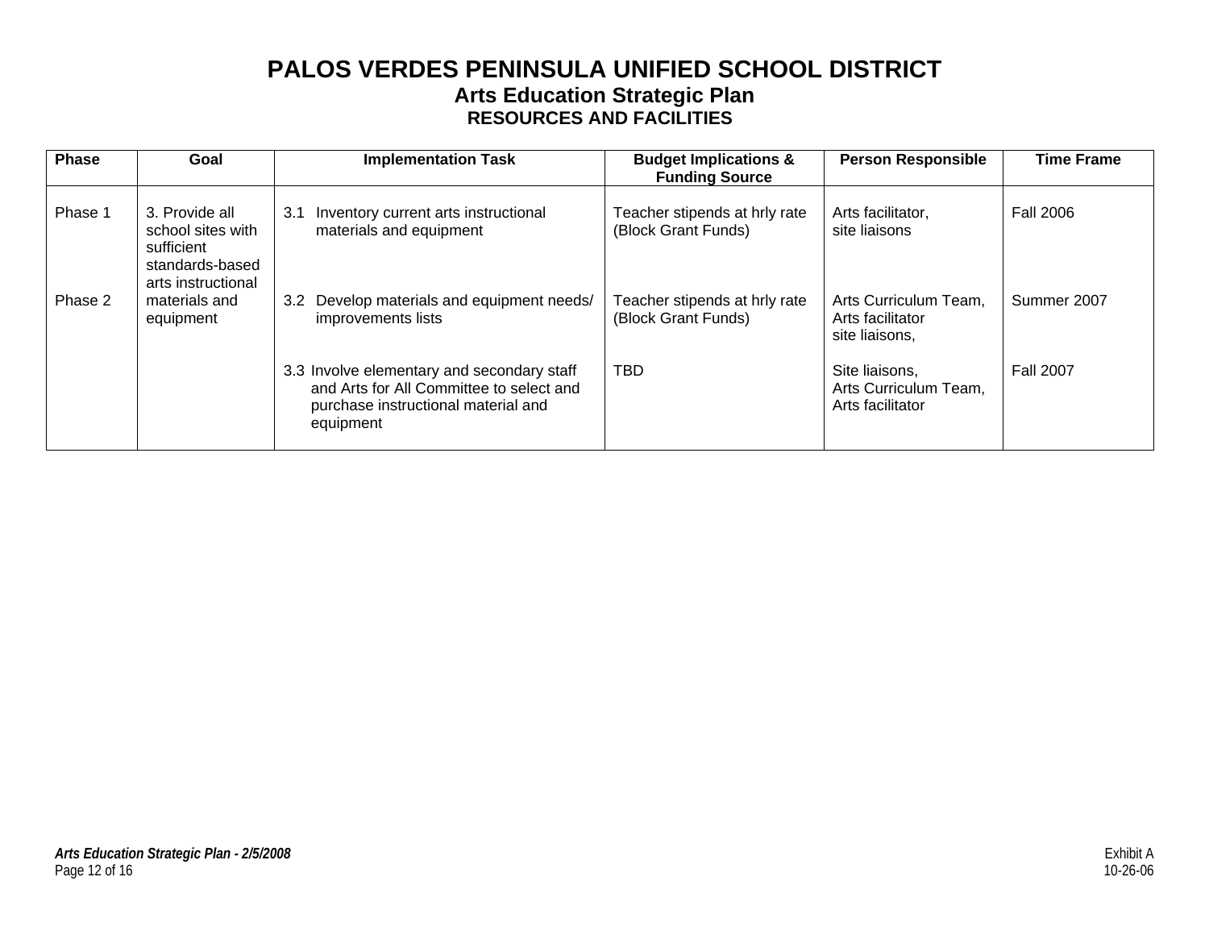# PALOS VERDES PENINSULA UNIFIED SCHOOL DISTRICT

## Arts Education Strategic Plan

### RESOURCES AND FACILITIES

| Phase | Goal | Implementation Task | Budget Implications & Funding Source | Person Responsible | Time Frame |
|---|---|---|---|---|---|
| Phase 1 | 3. Provide all school sites with sufficient standards-based arts instructional materials and equipment | 3.1 Inventory current arts instructional materials and equipment | Teacher stipends at hrly rate (Block Grant Funds) | Arts facilitator, site liaisons | Fall 2006 |
| Phase 2 | | 3.2 Develop materials and equipment needs/ improvements lists | Teacher stipends at hrly rate (Block Grant Funds) | Arts Curriculum Team, Arts facilitator site liaisons, | Summer 2007 |
| | | 3.3 Involve elementary and secondary staff and Arts for All Committee to select and purchase instructional material and equipment | TBD | Site liaisons, Arts Curriculum Team, Arts facilitator | Fall 2007 |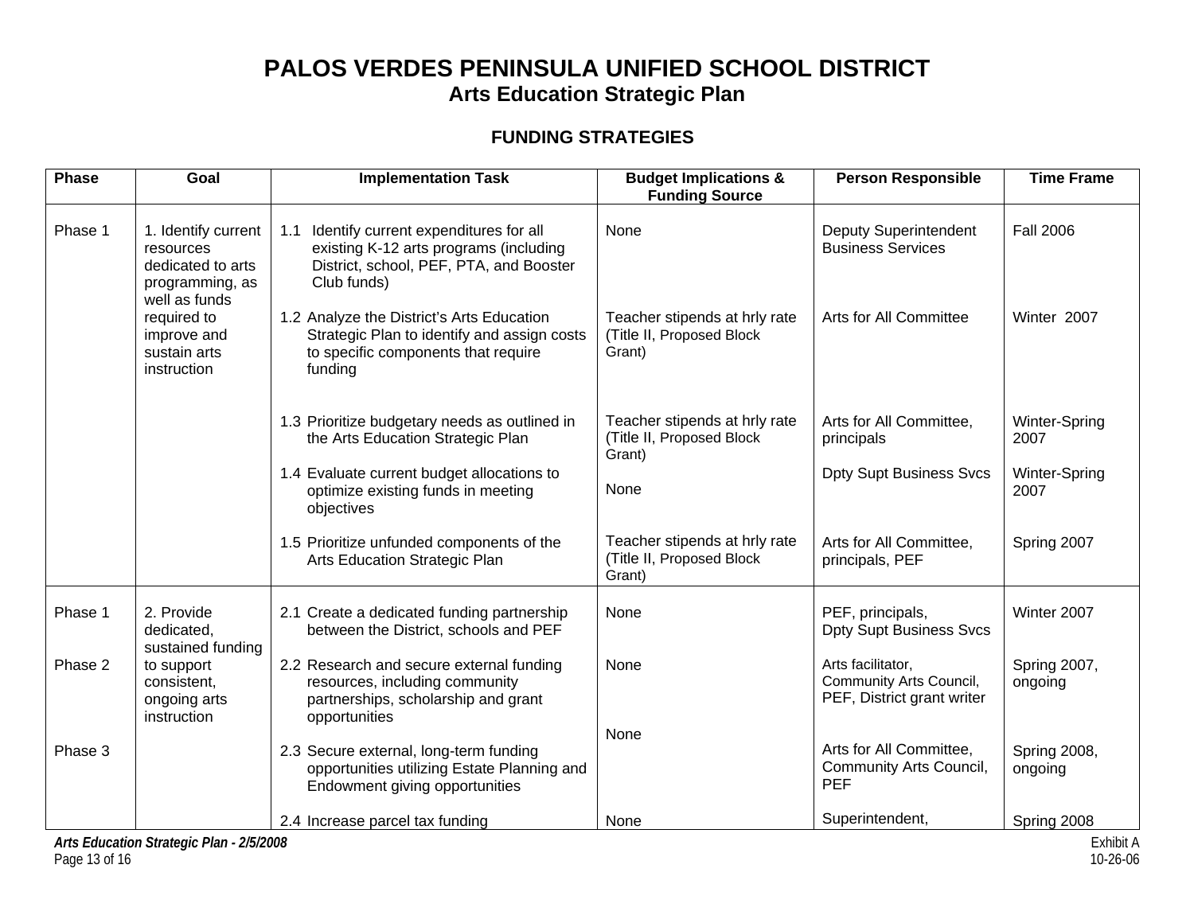# PALOS VERDES PENINSULA UNIFIED SCHOOL DISTRICT
## Arts Education Strategic Plan

### FUNDING STRATEGIES

| Phase | Goal | Implementation Task | Budget Implications & Funding Source | Person Responsible | Time Frame |
|---|---|---|---|---|---|
| Phase 1 | 1. Identify current resources dedicated to arts programming, as well as funds required to improve and sustain arts instruction | 1.1 Identify current expenditures for all existing K-12 arts programs (including District, school, PEF, PTA, and Booster Club funds) | None | Deputy Superintendent Business Services | Fall 2006 |
| | | 1.2 Analyze the District's Arts Education Strategic Plan to identify and assign costs to specific components that require funding | Teacher stipends at hrly rate (Title II, Proposed Block Grant) | Arts for All Committee | Winter 2007 |
| | | 1.3 Prioritize budgetary needs as outlined in the Arts Education Strategic Plan | Teacher stipends at hrly rate (Title II, Proposed Block Grant) | Arts for All Committee, principals | Winter-Spring 2007 |
| | | 1.4 Evaluate current budget allocations to optimize existing funds in meeting objectives | None | Dpty Supt Business Svcs | Winter-Spring 2007 |
| | | 1.5 Prioritize unfunded components of the Arts Education Strategic Plan | Teacher stipends at hrly rate (Title II, Proposed Block Grant) | Arts for All Committee, principals, PEF | Spring 2007 |
| Phase 1 | 2. Provide dedicated, sustained funding to support consistent, ongoing arts instruction | 2.1 Create a dedicated funding partnership between the District, schools and PEF | None | PEF, principals, Dpty Supt Business Svcs | Winter 2007 |
| Phase 2 | | 2.2 Research and secure external funding resources, including community partnerships, scholarship and grant opportunities | None | Arts facilitator, Community Arts Council, PEF, District grant writer | Spring 2007, ongoing |
| Phase 3 | | 2.3 Secure external, long-term funding opportunities utilizing Estate Planning and Endowment giving opportunities | None | Arts for All Committee, Community Arts Council, PEF | Spring 2008, ongoing |
| | | 2.4 Increase parcel tax funding | None | Superintendent, | Spring 2008 |

*Arts Education Strategic Plan - 2/5/2008*

Exhibit A
10-26-06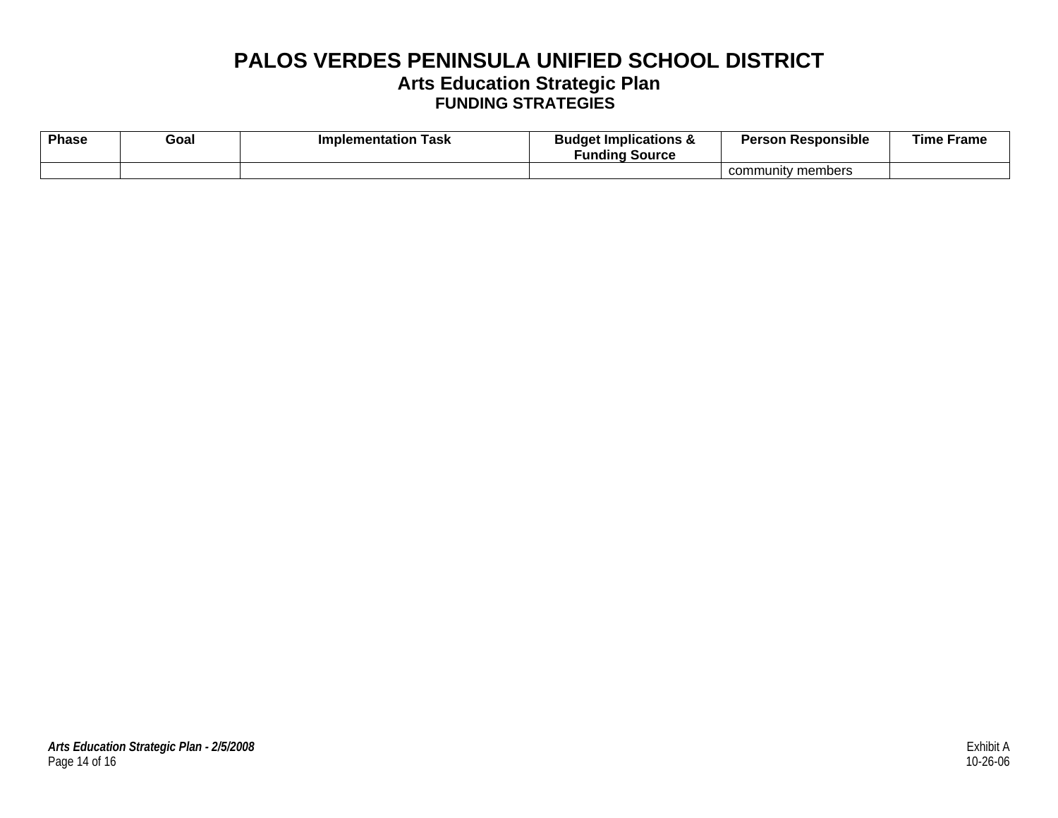# PALOS VERDES PENINSULA UNIFIED SCHOOL DISTRICT

## Arts Education Strategic Plan

### FUNDING STRATEGIES

| Phase | Goal | Implementation Task | Budget Implications & Funding Source | Person Responsible | Time Frame |
|---|---|---|---|---|---|
| | | | | community members | |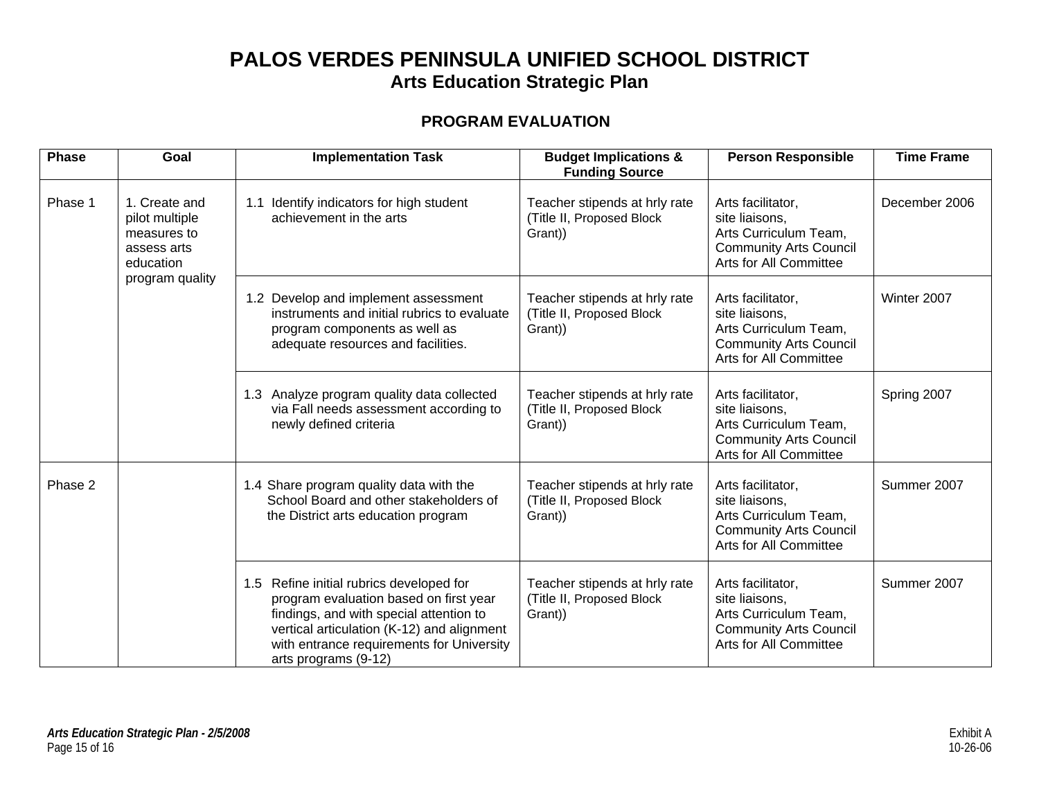# PALOS VERDES PENINSULA UNIFIED SCHOOL DISTRICT
## Arts Education Strategic Plan

### PROGRAM EVALUATION

| Phase | Goal | Implementation Task | Budget Implications & Funding Source | Person Responsible | Time Frame |
|---|---|---|---|---|---|
| Phase 1 | 1. Create and pilot multiple measures to assess arts education program quality | 1.1 Identify indicators for high student achievement in the arts | Teacher stipends at hrly rate (Title II, Proposed Block Grant)) | Arts facilitator, site liaisons, Arts Curriculum Team, Community Arts Council Arts for All Committee | December 2006 |
| | | 1.2 Develop and implement assessment instruments and initial rubrics to evaluate program components as well as adequate resources and facilities. | Teacher stipends at hrly rate (Title II, Proposed Block Grant)) | Arts facilitator, site liaisons, Arts Curriculum Team, Community Arts Council Arts for All Committee | Winter 2007 |
| | | 1.3 Analyze program quality data collected via Fall needs assessment according to newly defined criteria | Teacher stipends at hrly rate (Title II, Proposed Block Grant)) | Arts facilitator, site liaisons, Arts Curriculum Team, Community Arts Council Arts for All Committee | Spring 2007 |
| Phase 2 | | 1.4 Share program quality data with the School Board and other stakeholders of the District arts education program | Teacher stipends at hrly rate (Title II, Proposed Block Grant)) | Arts facilitator, site liaisons, Arts Curriculum Team, Community Arts Council Arts for All Committee | Summer 2007 |
| | | 1.5 Refine initial rubrics developed for program evaluation based on first year findings, and with special attention to vertical articulation (K-12) and alignment with entrance requirements for University arts programs (9-12) | Teacher stipends at hrly rate (Title II, Proposed Block Grant)) | Arts facilitator, site liaisons, Arts Curriculum Team, Community Arts Council Arts for All Committee | Summer 2007 |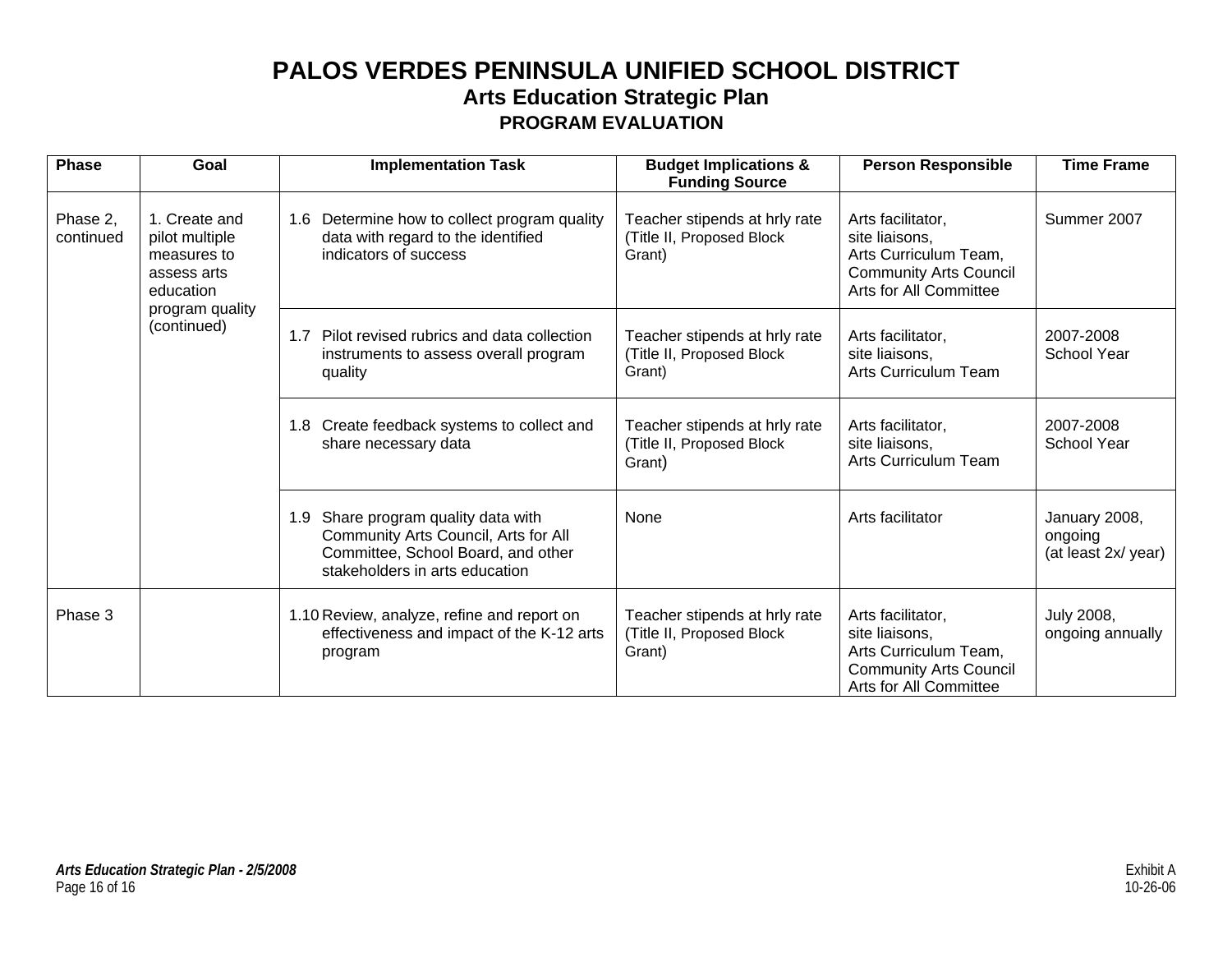# PALOS VERDES PENINSULA UNIFIED SCHOOL DISTRICT

## Arts Education Strategic Plan

### PROGRAM EVALUATION

| Phase | Goal | Implementation Task | Budget Implications & Funding Source | Person Responsible | Time Frame |
|---|---|---|---|---|---|
| Phase 2, continued | 1. Create and pilot multiple measures to assess arts education program quality (continued) | 1.6 Determine how to collect program quality data with regard to the identified indicators of success | Teacher stipends at hrly rate (Title II, Proposed Block Grant) | Arts facilitator, site liaisons, Arts Curriculum Team, Community Arts Council Arts for All Committee | Summer 2007 |
| | | 1.7 Pilot revised rubrics and data collection instruments to assess overall program quality | Teacher stipends at hrly rate (Title II, Proposed Block Grant) | Arts facilitator, site liaisons, Arts Curriculum Team | 2007-2008 School Year |
| | | 1.8 Create feedback systems to collect and share necessary data | Teacher stipends at hrly rate (Title II, Proposed Block Grant) | Arts facilitator, site liaisons, Arts Curriculum Team | 2007-2008 School Year |
| | | 1.9 Share program quality data with Community Arts Council, Arts for All Committee, School Board, and other stakeholders in arts education | None | Arts facilitator | January 2008, ongoing (at least 2x/ year) |
| Phase 3 | | 1.10 Review, analyze, refine and report on effectiveness and impact of the K-12 arts program | Teacher stipends at hrly rate (Title II, Proposed Block Grant) | Arts facilitator, site liaisons, Arts Curriculum Team, Community Arts Council Arts for All Committee | July 2008, ongoing annually |